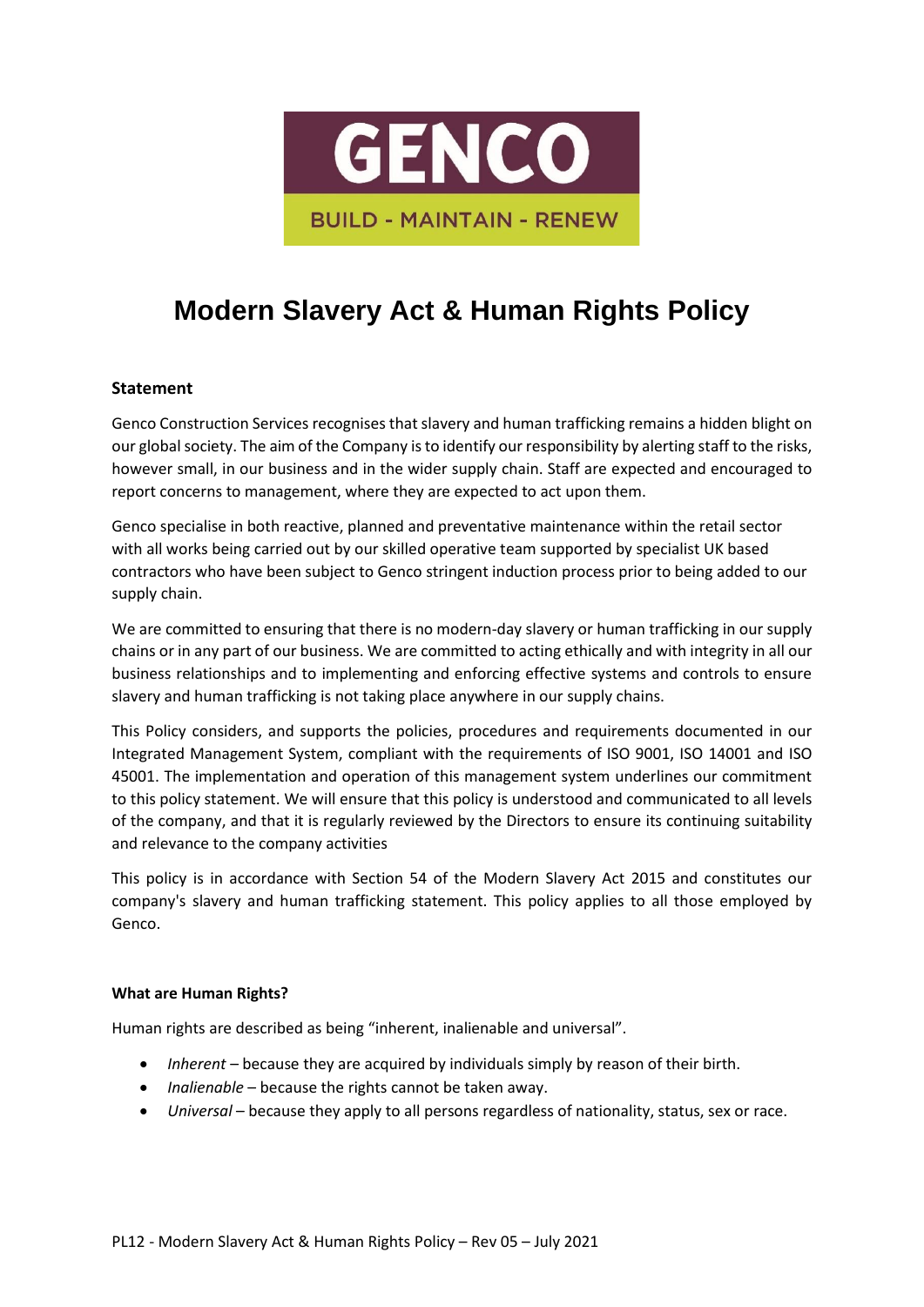GENCO

BUILD - MAINTAIN - RENEW

# Modern Slavery Act & Human Rights Policy

**Statement**

Genco Construction Services recognises that slavery and human trafficking remains a hidden blight on our global society. The aim of the Company is to identify our responsibility by alerting staff to the risks, however small, in our business and in the wider supply chain. Staff are expected and encouraged to report concerns to management, where they are expected to act upon them.

Genco specialise in both reactive, planned and preventative maintenance within the retail sector with all works being carried out by our skilled operative team supported by specialist UK based contractors who have been subject to Genco stringent induction process prior to being added to our supply chain.

We are committed to ensuring that there is no modern-day slavery or human trafficking in our supply chains or in any part of our business. We are committed to acting ethically and with integrity in all our business relationships and to implementing and enforcing effective systems and controls to ensure slavery and human trafficking is not taking place anywhere in our supply chains.

This Policy considers, and supports the policies, procedures and requirements documented in our Integrated Management System, compliant with the requirements of ISO 9001, ISO 14001 and ISO 45001. The implementation and operation of this management system underlines our commitment to this policy statement. We will ensure that this policy is understood and communicated to all levels of the company, and that it is regularly reviewed by the Directors to ensure its continuing suitability and relevance to the company activities

This policy is in accordance with Section 54 of the Modern Slavery Act 2015 and constitutes our company's slavery and human trafficking statement. This policy applies to all those employed by Genco.

**What are Human Rights?**

Human rights are described as being "inherent, inalienable and universal".

- *Inherent* – because they are acquired by individuals simply by reason of their birth.
- *Inalienable* – because the rights cannot be taken away.
- *Universal* – because they apply to all persons regardless of nationality, status, sex or race.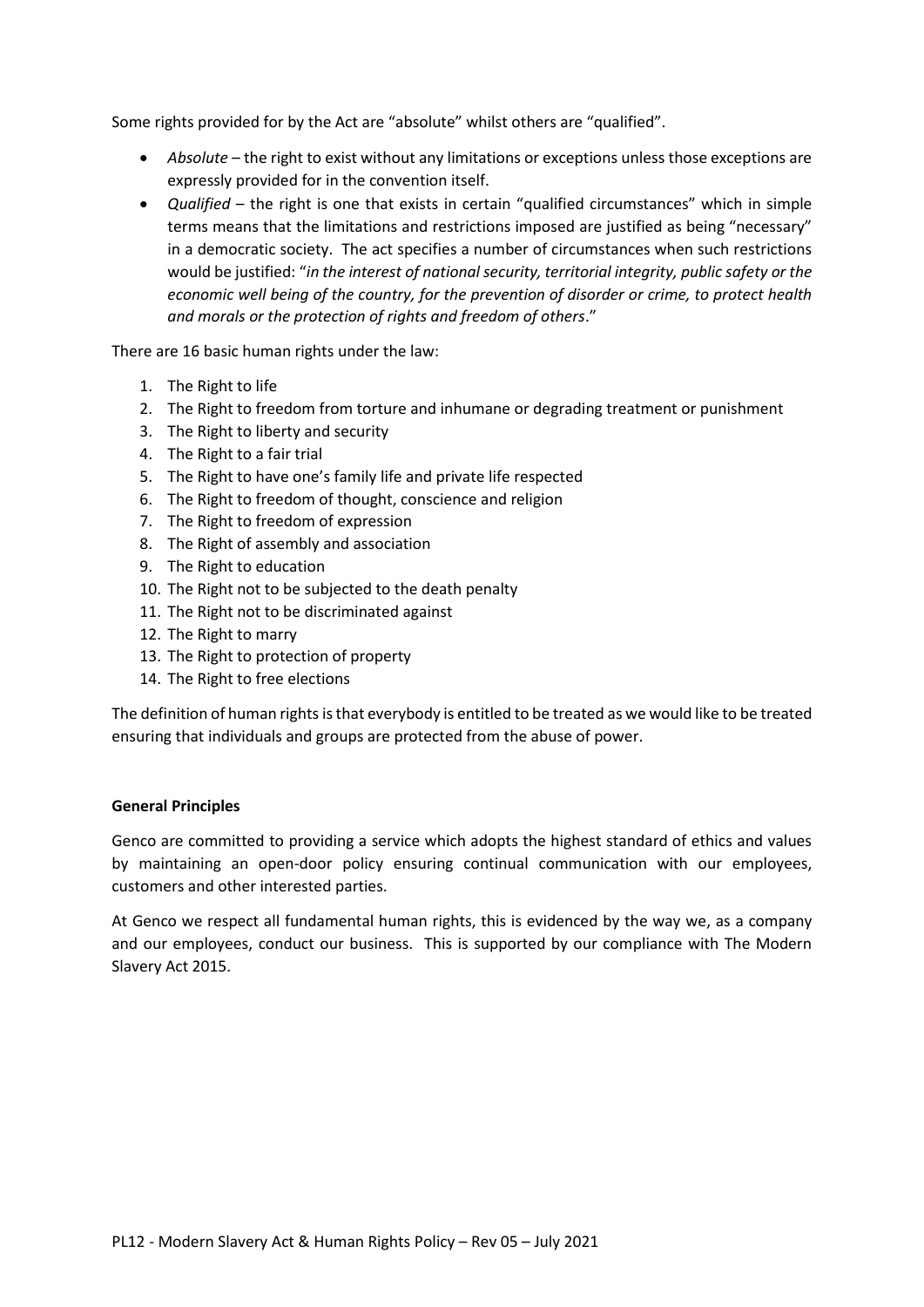Some rights provided for by the Act are "absolute" whilst others are "qualified".

- *Absolute* – the right to exist without any limitations or exceptions unless those exceptions are expressly provided for in the convention itself.
- *Qualified* – the right is one that exists in certain "qualified circumstances" which in simple terms means that the limitations and restrictions imposed are justified as being "necessary" in a democratic society. The act specifies a number of circumstances when such restrictions would be justified: "*in the interest of national security, territorial integrity, public safety or the economic well being of the country, for the prevention of disorder or crime, to protect health and morals or the protection of rights and freedom of others*."

There are 16 basic human rights under the law:

1. The Right to life
2. The Right to freedom from torture and inhumane or degrading treatment or punishment
3. The Right to liberty and security
4. The Right to a fair trial
5. The Right to have one's family life and private life respected
6. The Right to freedom of thought, conscience and religion
7. The Right to freedom of expression
8. The Right of assembly and association
9. The Right to education
10. The Right not to be subjected to the death penalty
11. The Right not to be discriminated against
12. The Right to marry
13. The Right to protection of property
14. The Right to free elections

The definition of human rights is that everybody is entitled to be treated as we would like to be treated ensuring that individuals and groups are protected from the abuse of power.

**General Principles**

Genco are committed to providing a service which adopts the highest standard of ethics and values by maintaining an open-door policy ensuring continual communication with our employees, customers and other interested parties.

At Genco we respect all fundamental human rights, this is evidenced by the way we, as a company and our employees, conduct our business. This is supported by our compliance with The Modern Slavery Act 2015.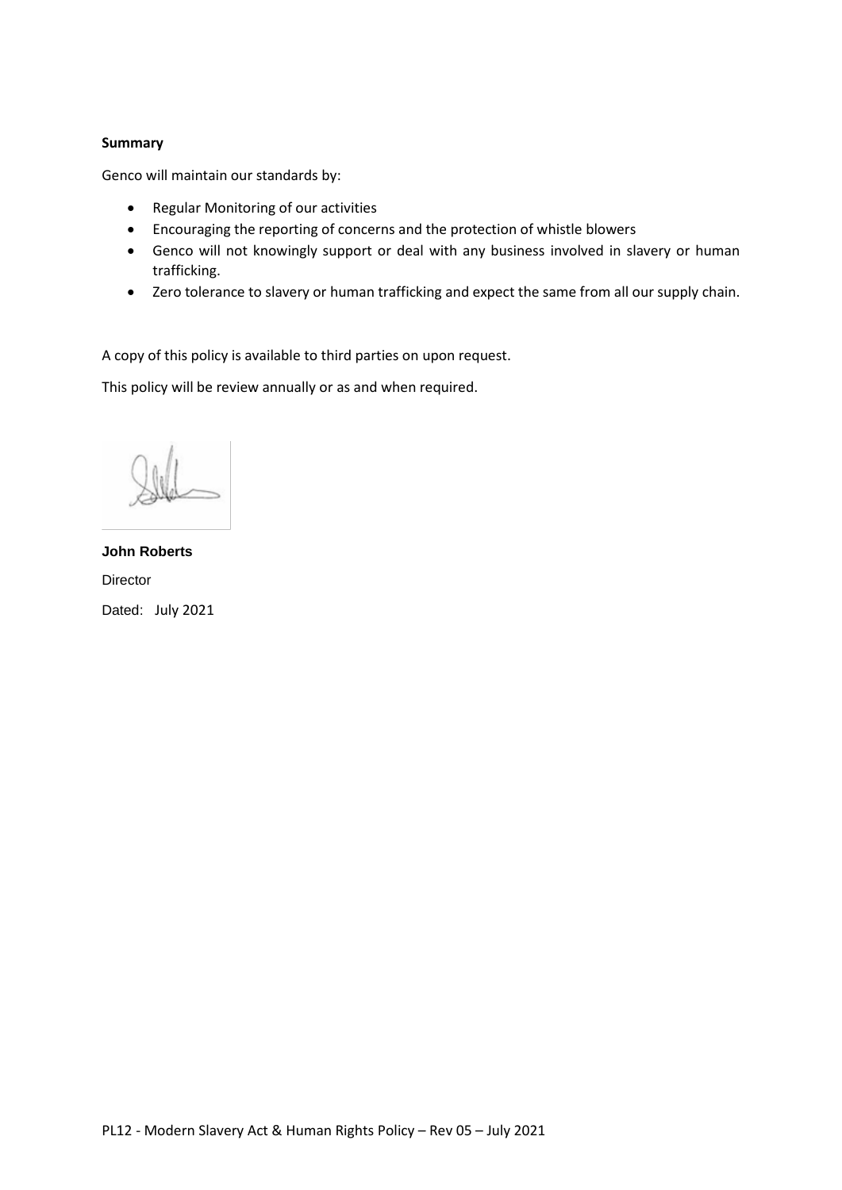**Summary**

Genco will maintain our standards by:

- Regular Monitoring of our activities
- Encouraging the reporting of concerns and the protection of whistle blowers
- Genco will not knowingly support or deal with any business involved in slavery or human trafficking.
- Zero tolerance to slavery or human trafficking and expect the same from all our supply chain.

A copy of this policy is available to third parties on upon request.

This policy will be review annually or as and when required.

**John Roberts**

Director

Dated: July 2021